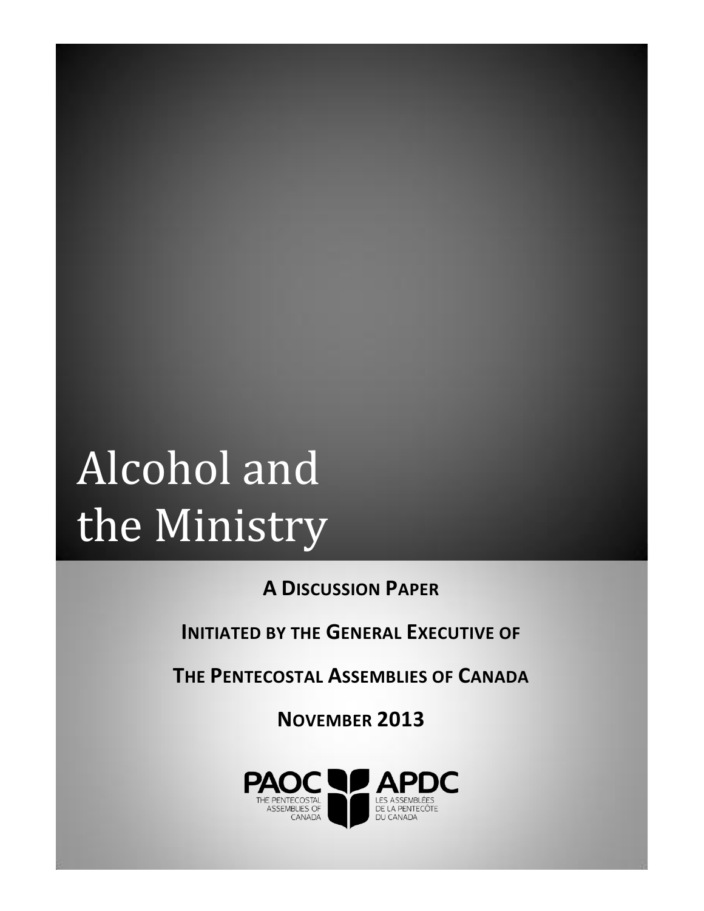# Alcohol and the Ministry

**A DISCUSSION PAPER**

**INITIATED BY THE GENERAL EXECUTIVE OF**

**THE PENTECOSTAL ASSEMBLIES OF CANADA**

**NOVEMBER 2013**

PAOC APDC
THE PENTECOSTAL ASSEMBLIES OF CANADA
LES ASSEMBLÉES DE LA PENTECÔTE DU CANADA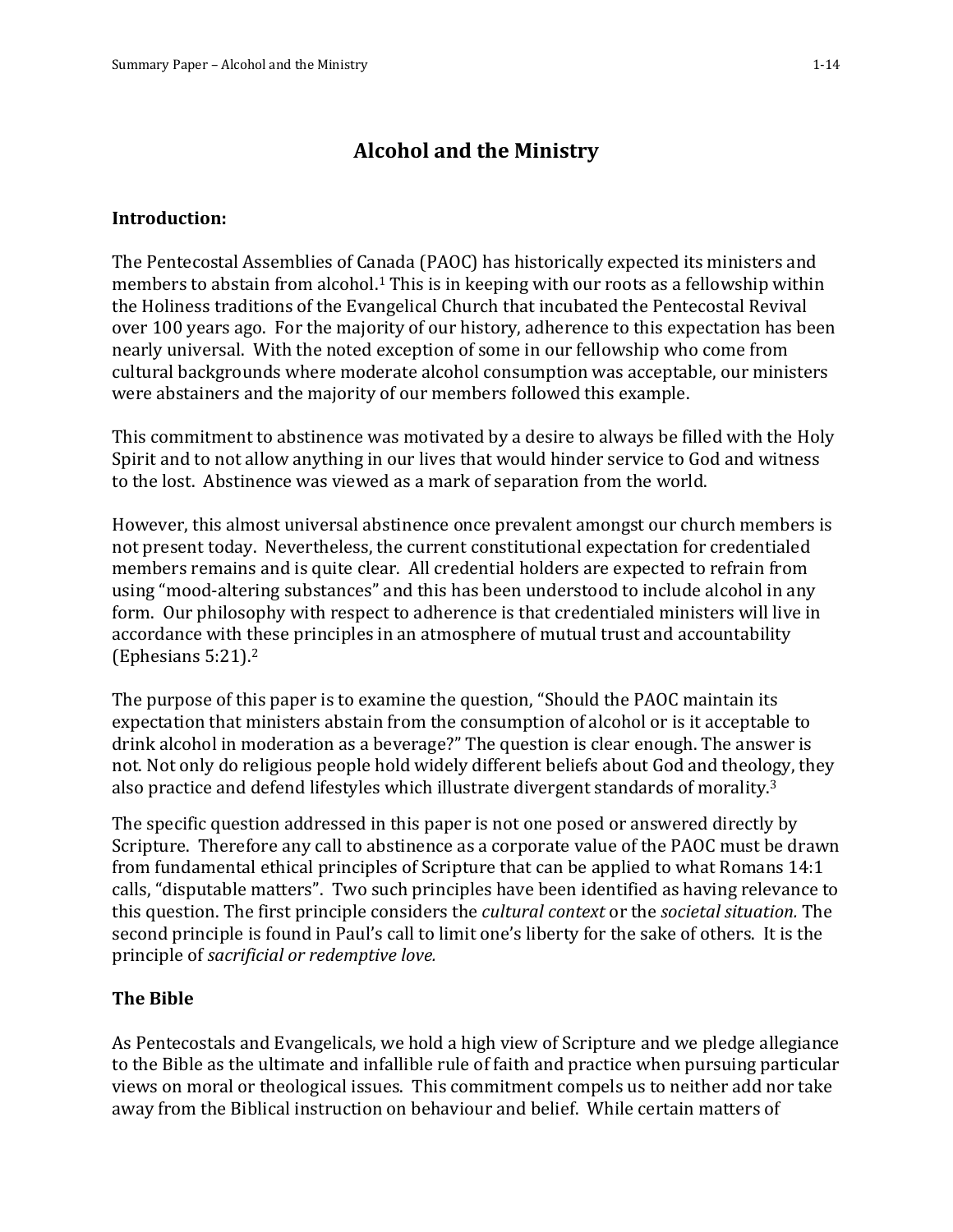# Alcohol and the Ministry

## Introduction:

The Pentecostal Assemblies of Canada (PAOC) has historically expected its ministers and members to abstain from alcohol.[1] This is in keeping with our roots as a fellowship within the Holiness traditions of the Evangelical Church that incubated the Pentecostal Revival over 100 years ago. For the majority of our history, adherence to this expectation has been nearly universal. With the noted exception of some in our fellowship who come from cultural backgrounds where moderate alcohol consumption was acceptable, our ministers were abstainers and the majority of our members followed this example.

This commitment to abstinence was motivated by a desire to always be filled with the Holy Spirit and to not allow anything in our lives that would hinder service to God and witness to the lost. Abstinence was viewed as a mark of separation from the world.

However, this almost universal abstinence once prevalent amongst our church members is not present today. Nevertheless, the current constitutional expectation for credentialed members remains and is quite clear. All credential holders are expected to refrain from using "mood-altering substances" and this has been understood to include alcohol in any form. Our philosophy with respect to adherence is that credentialed ministers will live in accordance with these principles in an atmosphere of mutual trust and accountability (Ephesians 5:21).[2]

The purpose of this paper is to examine the question, "Should the PAOC maintain its expectation that ministers abstain from the consumption of alcohol or is it acceptable to drink alcohol in moderation as a beverage?" The question is clear enough. The answer is not. Not only do religious people hold widely different beliefs about God and theology, they also practice and defend lifestyles which illustrate divergent standards of morality.[3]

The specific question addressed in this paper is not one posed or answered directly by Scripture. Therefore any call to abstinence as a corporate value of the PAOC must be drawn from fundamental ethical principles of Scripture that can be applied to what Romans 14:1 calls, "disputable matters". Two such principles have been identified as having relevance to this question. The first principle considers the *cultural context* or the *societal situation.* The second principle is found in Paul's call to limit one's liberty for the sake of others. It is the principle of *sacrificial or redemptive love.*

## The Bible

As Pentecostals and Evangelicals, we hold a high view of Scripture and we pledge allegiance to the Bible as the ultimate and infallible rule of faith and practice when pursuing particular views on moral or theological issues. This commitment compels us to neither add nor take away from the Biblical instruction on behaviour and belief. While certain matters of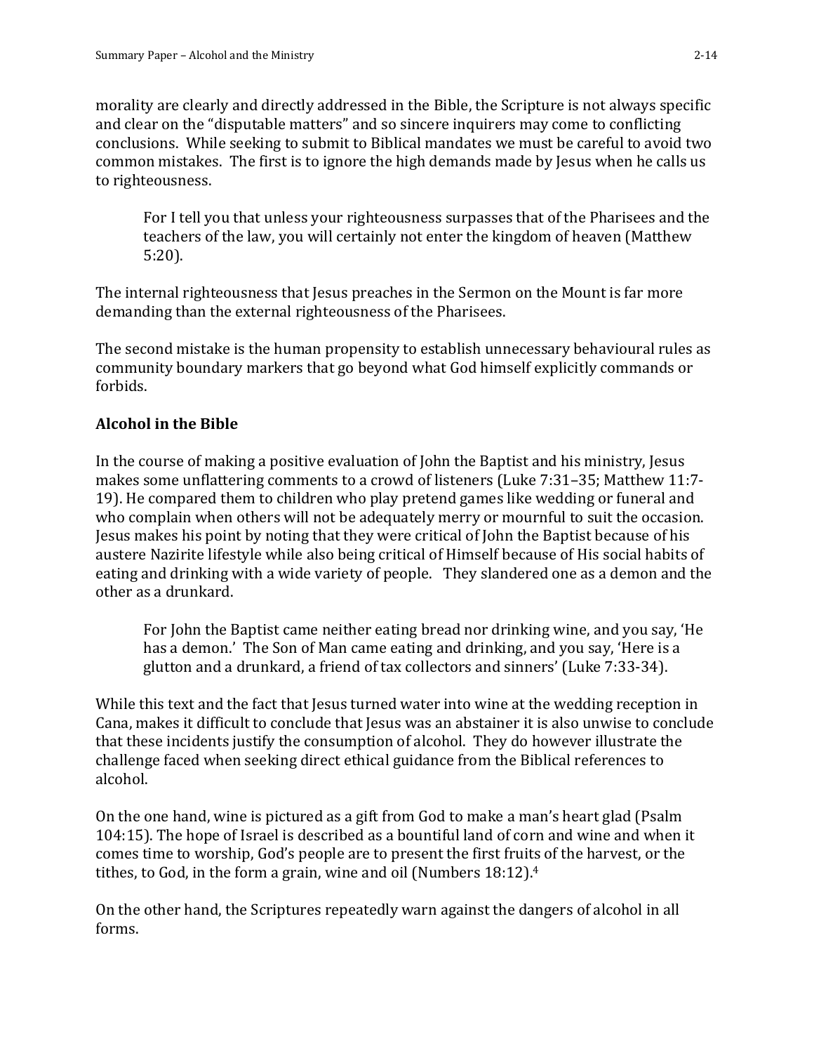morality are clearly and directly addressed in the Bible, the Scripture is not always specific and clear on the "disputable matters" and so sincere inquirers may come to conflicting conclusions. While seeking to submit to Biblical mandates we must be careful to avoid two common mistakes. The first is to ignore the high demands made by Jesus when he calls us to righteousness.

> For I tell you that unless your righteousness surpasses that of the Pharisees and the teachers of the law, you will certainly not enter the kingdom of heaven (Matthew 5:20).

The internal righteousness that Jesus preaches in the Sermon on the Mount is far more demanding than the external righteousness of the Pharisees.

The second mistake is the human propensity to establish unnecessary behavioural rules as community boundary markers that go beyond what God himself explicitly commands or forbids.

## Alcohol in the Bible

In the course of making a positive evaluation of John the Baptist and his ministry, Jesus makes some unflattering comments to a crowd of listeners (Luke 7:31–35; Matthew 11:7-19). He compared them to children who play pretend games like wedding or funeral and who complain when others will not be adequately merry or mournful to suit the occasion. Jesus makes his point by noting that they were critical of John the Baptist because of his austere Nazirite lifestyle while also being critical of Himself because of His social habits of eating and drinking with a wide variety of people. They slandered one as a demon and the other as a drunkard.

> For John the Baptist came neither eating bread nor drinking wine, and you say, 'He has a demon.' The Son of Man came eating and drinking, and you say, 'Here is a glutton and a drunkard, a friend of tax collectors and sinners' (Luke 7:33-34).

While this text and the fact that Jesus turned water into wine at the wedding reception in Cana, makes it difficult to conclude that Jesus was an abstainer it is also unwise to conclude that these incidents justify the consumption of alcohol. They do however illustrate the challenge faced when seeking direct ethical guidance from the Biblical references to alcohol.

On the one hand, wine is pictured as a gift from God to make a man's heart glad (Psalm 104:15). The hope of Israel is described as a bountiful land of corn and wine and when it comes time to worship, God's people are to present the first fruits of the harvest, or the tithes, to God, in the form a grain, wine and oil (Numbers 18:12).[4]

On the other hand, the Scriptures repeatedly warn against the dangers of alcohol in all forms.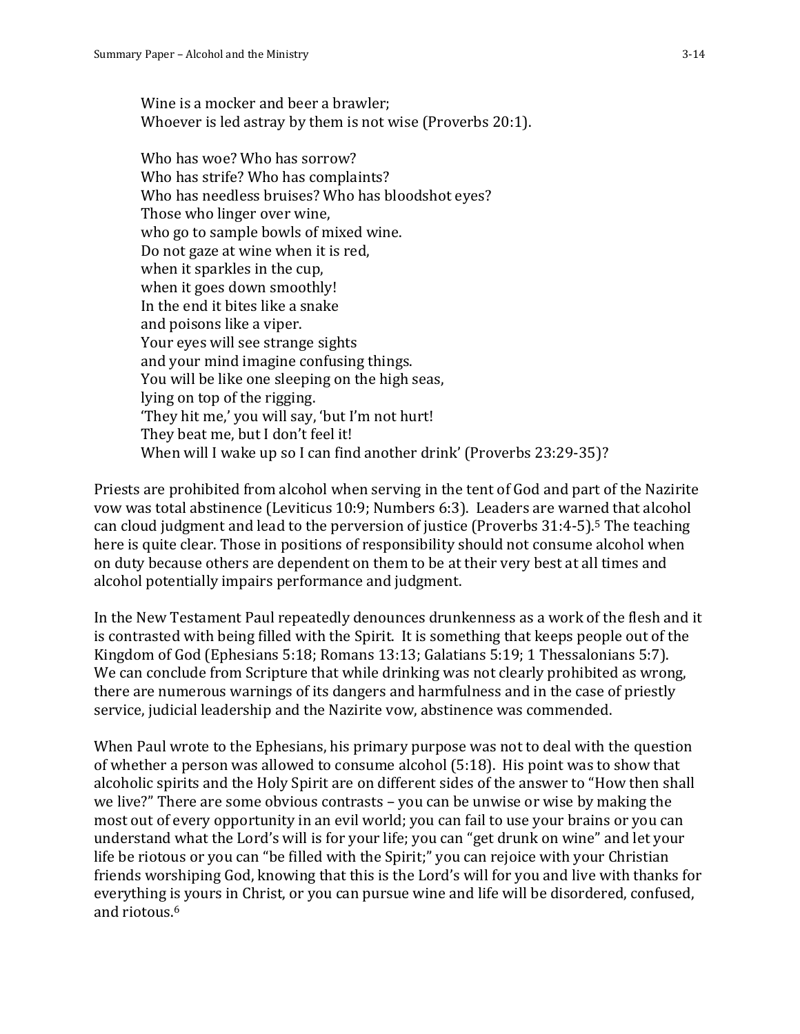> Wine is a mocker and beer a brawler;
> Whoever is led astray by them is not wise (Proverbs 20:1).
>
> Who has woe? Who has sorrow?
> Who has strife? Who has complaints?
> Who has needless bruises? Who has bloodshot eyes?
> Those who linger over wine,
> who go to sample bowls of mixed wine.
> Do not gaze at wine when it is red,
> when it sparkles in the cup,
> when it goes down smoothly!
> In the end it bites like a snake
> and poisons like a viper.
> Your eyes will see strange sights
> and your mind imagine confusing things.
> You will be like one sleeping on the high seas,
> lying on top of the rigging.
> 'They hit me,' you will say, 'but I'm not hurt!
> They beat me, but I don't feel it!
> When will I wake up so I can find another drink' (Proverbs 23:29-35)?

Priests are prohibited from alcohol when serving in the tent of God and part of the Nazirite vow was total abstinence (Leviticus 10:9; Numbers 6:3). Leaders are warned that alcohol can cloud judgment and lead to the perversion of justice (Proverbs 31:4-5).[5] The teaching here is quite clear. Those in positions of responsibility should not consume alcohol when on duty because others are dependent on them to be at their very best at all times and alcohol potentially impairs performance and judgment.

In the New Testament Paul repeatedly denounces drunkenness as a work of the flesh and it is contrasted with being filled with the Spirit. It is something that keeps people out of the Kingdom of God (Ephesians 5:18; Romans 13:13; Galatians 5:19; 1 Thessalonians 5:7). We can conclude from Scripture that while drinking was not clearly prohibited as wrong, there are numerous warnings of its dangers and harmfulness and in the case of priestly service, judicial leadership and the Nazirite vow, abstinence was commended.

When Paul wrote to the Ephesians, his primary purpose was not to deal with the question of whether a person was allowed to consume alcohol (5:18). His point was to show that alcoholic spirits and the Holy Spirit are on different sides of the answer to "How then shall we live?" There are some obvious contrasts – you can be unwise or wise by making the most out of every opportunity in an evil world; you can fail to use your brains or you can understand what the Lord's will is for your life; you can "get drunk on wine" and let your life be riotous or you can "be filled with the Spirit;" you can rejoice with your Christian friends worshiping God, knowing that this is the Lord's will for you and live with thanks for everything is yours in Christ, or you can pursue wine and life will be disordered, confused, and riotous.[6]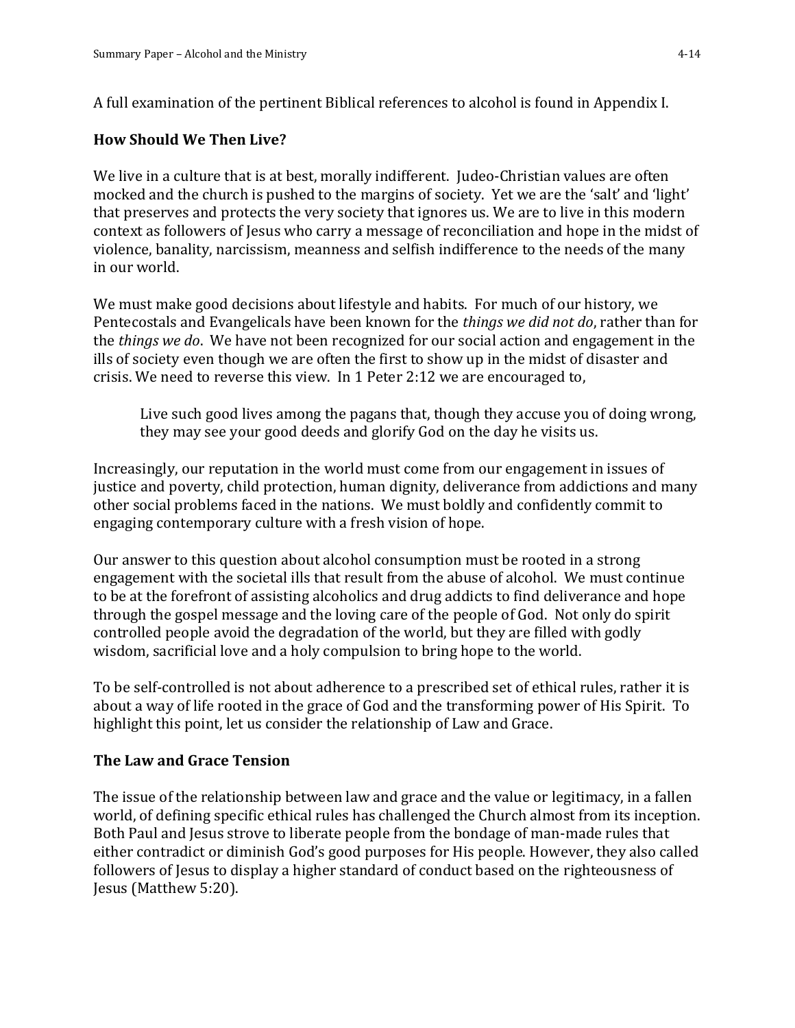A full examination of the pertinent Biblical references to alcohol is found in Appendix I.

## How Should We Then Live?

We live in a culture that is at best, morally indifferent. Judeo-Christian values are often mocked and the church is pushed to the margins of society. Yet we are the 'salt' and 'light' that preserves and protects the very society that ignores us. We are to live in this modern context as followers of Jesus who carry a message of reconciliation and hope in the midst of violence, banality, narcissism, meanness and selfish indifference to the needs of the many in our world.

We must make good decisions about lifestyle and habits. For much of our history, we Pentecostals and Evangelicals have been known for the *things we did not do*, rather than for the *things we do*. We have not been recognized for our social action and engagement in the ills of society even though we are often the first to show up in the midst of disaster and crisis. We need to reverse this view. In 1 Peter 2:12 we are encouraged to,

> Live such good lives among the pagans that, though they accuse you of doing wrong, they may see your good deeds and glorify God on the day he visits us.

Increasingly, our reputation in the world must come from our engagement in issues of justice and poverty, child protection, human dignity, deliverance from addictions and many other social problems faced in the nations. We must boldly and confidently commit to engaging contemporary culture with a fresh vision of hope.

Our answer to this question about alcohol consumption must be rooted in a strong engagement with the societal ills that result from the abuse of alcohol. We must continue to be at the forefront of assisting alcoholics and drug addicts to find deliverance and hope through the gospel message and the loving care of the people of God. Not only do spirit controlled people avoid the degradation of the world, but they are filled with godly wisdom, sacrificial love and a holy compulsion to bring hope to the world.

To be self-controlled is not about adherence to a prescribed set of ethical rules, rather it is about a way of life rooted in the grace of God and the transforming power of His Spirit. To highlight this point, let us consider the relationship of Law and Grace.

## The Law and Grace Tension

The issue of the relationship between law and grace and the value or legitimacy, in a fallen world, of defining specific ethical rules has challenged the Church almost from its inception. Both Paul and Jesus strove to liberate people from the bondage of man-made rules that either contradict or diminish God's good purposes for His people. However, they also called followers of Jesus to display a higher standard of conduct based on the righteousness of Jesus (Matthew 5:20).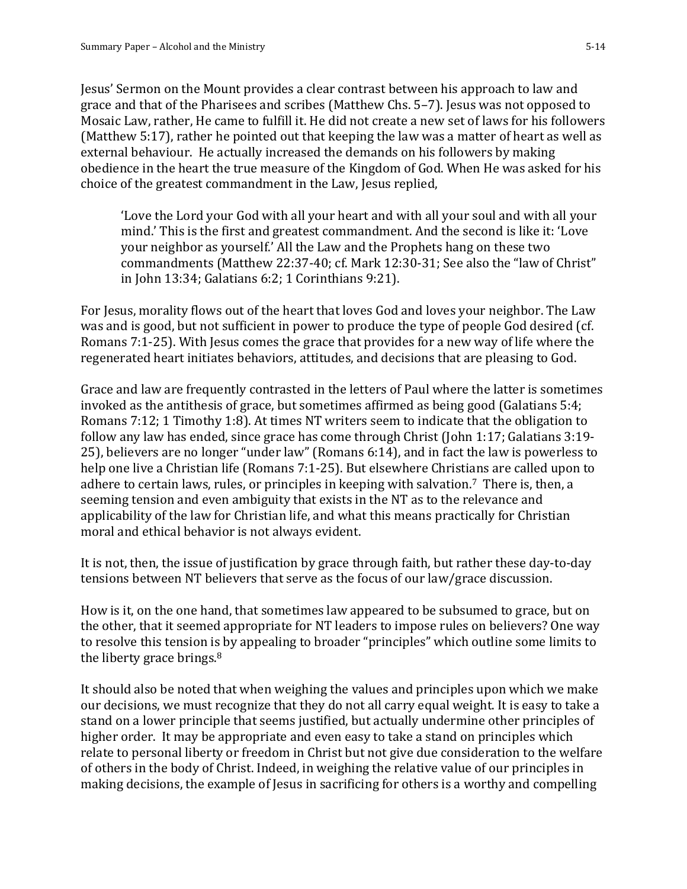Jesus' Sermon on the Mount provides a clear contrast between his approach to law and grace and that of the Pharisees and scribes (Matthew Chs. 5–7). Jesus was not opposed to Mosaic Law, rather, He came to fulfill it. He did not create a new set of laws for his followers (Matthew 5:17), rather he pointed out that keeping the law was a matter of heart as well as external behaviour. He actually increased the demands on his followers by making obedience in the heart the true measure of the Kingdom of God. When He was asked for his choice of the greatest commandment in the Law, Jesus replied,

> 'Love the Lord your God with all your heart and with all your soul and with all your mind.' This is the first and greatest commandment. And the second is like it: 'Love your neighbor as yourself.' All the Law and the Prophets hang on these two commandments (Matthew 22:37-40; cf. Mark 12:30-31; See also the "law of Christ" in John 13:34; Galatians 6:2; 1 Corinthians 9:21).

For Jesus, morality flows out of the heart that loves God and loves your neighbor. The Law was and is good, but not sufficient in power to produce the type of people God desired (cf. Romans 7:1-25). With Jesus comes the grace that provides for a new way of life where the regenerated heart initiates behaviors, attitudes, and decisions that are pleasing to God.

Grace and law are frequently contrasted in the letters of Paul where the latter is sometimes invoked as the antithesis of grace, but sometimes affirmed as being good (Galatians 5:4; Romans 7:12; 1 Timothy 1:8). At times NT writers seem to indicate that the obligation to follow any law has ended, since grace has come through Christ (John 1:17; Galatians 3:19-25), believers are no longer "under law" (Romans 6:14), and in fact the law is powerless to help one live a Christian life (Romans 7:1-25). But elsewhere Christians are called upon to adhere to certain laws, rules, or principles in keeping with salvation.[7] There is, then, a seeming tension and even ambiguity that exists in the NT as to the relevance and applicability of the law for Christian life, and what this means practically for Christian moral and ethical behavior is not always evident.

It is not, then, the issue of justification by grace through faith, but rather these day-to-day tensions between NT believers that serve as the focus of our law/grace discussion.

How is it, on the one hand, that sometimes law appeared to be subsumed to grace, but on the other, that it seemed appropriate for NT leaders to impose rules on believers? One way to resolve this tension is by appealing to broader "principles" which outline some limits to the liberty grace brings.[8]

It should also be noted that when weighing the values and principles upon which we make our decisions, we must recognize that they do not all carry equal weight. It is easy to take a stand on a lower principle that seems justified, but actually undermine other principles of higher order. It may be appropriate and even easy to take a stand on principles which relate to personal liberty or freedom in Christ but not give due consideration to the welfare of others in the body of Christ. Indeed, in weighing the relative value of our principles in making decisions, the example of Jesus in sacrificing for others is a worthy and compelling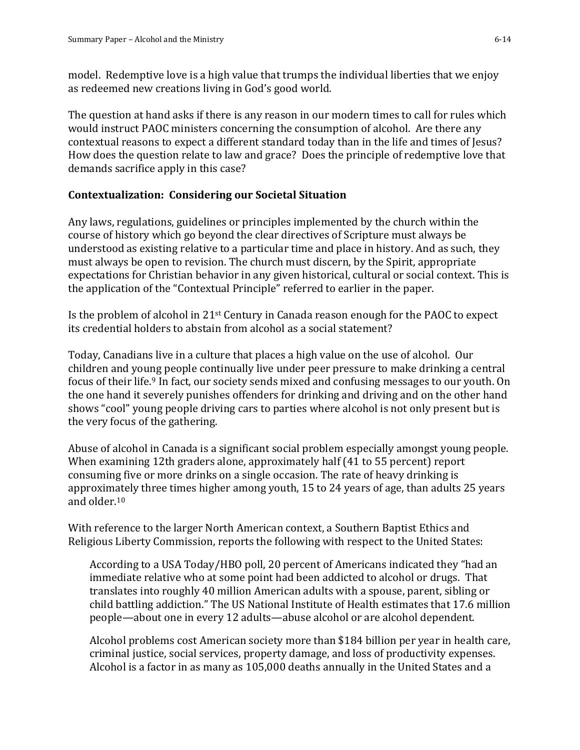model. Redemptive love is a high value that trumps the individual liberties that we enjoy as redeemed new creations living in God's good world.

The question at hand asks if there is any reason in our modern times to call for rules which would instruct PAOC ministers concerning the consumption of alcohol. Are there any contextual reasons to expect a different standard today than in the life and times of Jesus? How does the question relate to law and grace? Does the principle of redemptive love that demands sacrifice apply in this case?

**Contextualization: Considering our Societal Situation**

Any laws, regulations, guidelines or principles implemented by the church within the course of history which go beyond the clear directives of Scripture must always be understood as existing relative to a particular time and place in history. And as such, they must always be open to revision. The church must discern, by the Spirit, appropriate expectations for Christian behavior in any given historical, cultural or social context. This is the application of the "Contextual Principle" referred to earlier in the paper.

Is the problem of alcohol in 21st Century in Canada reason enough for the PAOC to expect its credential holders to abstain from alcohol as a social statement?

Today, Canadians live in a culture that places a high value on the use of alcohol. Our children and young people continually live under peer pressure to make drinking a central focus of their life.[9] In fact, our society sends mixed and confusing messages to our youth. On the one hand it severely punishes offenders for drinking and driving and on the other hand shows "cool" young people driving cars to parties where alcohol is not only present but is the very focus of the gathering.

Abuse of alcohol in Canada is a significant social problem especially amongst young people. When examining 12th graders alone, approximately half (41 to 55 percent) report consuming five or more drinks on a single occasion. The rate of heavy drinking is approximately three times higher among youth, 15 to 24 years of age, than adults 25 years and older.[10]

With reference to the larger North American context, a Southern Baptist Ethics and Religious Liberty Commission, reports the following with respect to the United States:

> According to a USA Today/HBO poll, 20 percent of Americans indicated they "had an immediate relative who at some point had been addicted to alcohol or drugs. That translates into roughly 40 million American adults with a spouse, parent, sibling or child battling addiction." The US National Institute of Health estimates that 17.6 million people—about one in every 12 adults—abuse alcohol or are alcohol dependent.
>
> Alcohol problems cost American society more than $184 billion per year in health care, criminal justice, social services, property damage, and loss of productivity expenses. Alcohol is a factor in as many as 105,000 deaths annually in the United States and a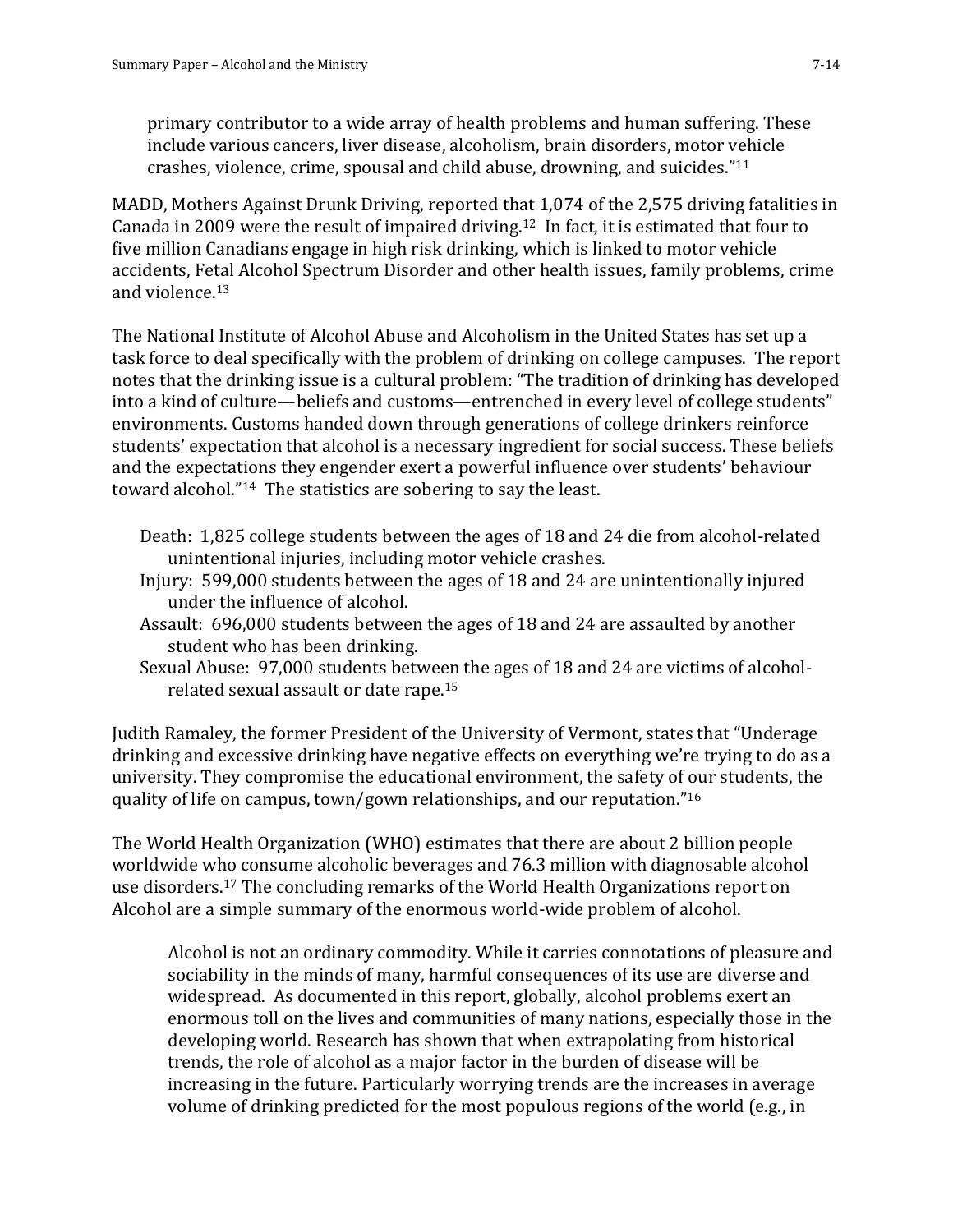> primary contributor to a wide array of health problems and human suffering. These include various cancers, liver disease, alcoholism, brain disorders, motor vehicle crashes, violence, crime, spousal and child abuse, drowning, and suicides."[11]

MADD, Mothers Against Drunk Driving, reported that 1,074 of the 2,575 driving fatalities in Canada in 2009 were the result of impaired driving.[12] In fact, it is estimated that four to five million Canadians engage in high risk drinking, which is linked to motor vehicle accidents, Fetal Alcohol Spectrum Disorder and other health issues, family problems, crime and violence.[13]

The National Institute of Alcohol Abuse and Alcoholism in the United States has set up a task force to deal specifically with the problem of drinking on college campuses. The report notes that the drinking issue is a cultural problem: "The tradition of drinking has developed into a kind of culture—beliefs and customs—entrenched in every level of college students" environments. Customs handed down through generations of college drinkers reinforce students' expectation that alcohol is a necessary ingredient for social success. These beliefs and the expectations they engender exert a powerful influence over students' behaviour toward alcohol."[14] The statistics are sobering to say the least.

> Death: 1,825 college students between the ages of 18 and 24 die from alcohol-related unintentional injuries, including motor vehicle crashes.
>
> Injury: 599,000 students between the ages of 18 and 24 are unintentionally injured under the influence of alcohol.
>
> Assault: 696,000 students between the ages of 18 and 24 are assaulted by another student who has been drinking.
>
> Sexual Abuse: 97,000 students between the ages of 18 and 24 are victims of alcohol-related sexual assault or date rape.[15]

Judith Ramaley, the former President of the University of Vermont, states that "Underage drinking and excessive drinking have negative effects on everything we're trying to do as a university. They compromise the educational environment, the safety of our students, the quality of life on campus, town/gown relationships, and our reputation."[16]

The World Health Organization (WHO) estimates that there are about 2 billion people worldwide who consume alcoholic beverages and 76.3 million with diagnosable alcohol use disorders.[17] The concluding remarks of the World Health Organizations report on Alcohol are a simple summary of the enormous world-wide problem of alcohol.

> Alcohol is not an ordinary commodity. While it carries connotations of pleasure and sociability in the minds of many, harmful consequences of its use are diverse and widespread. As documented in this report, globally, alcohol problems exert an enormous toll on the lives and communities of many nations, especially those in the developing world. Research has shown that when extrapolating from historical trends, the role of alcohol as a major factor in the burden of disease will be increasing in the future. Particularly worrying trends are the increases in average volume of drinking predicted for the most populous regions of the world (e.g., in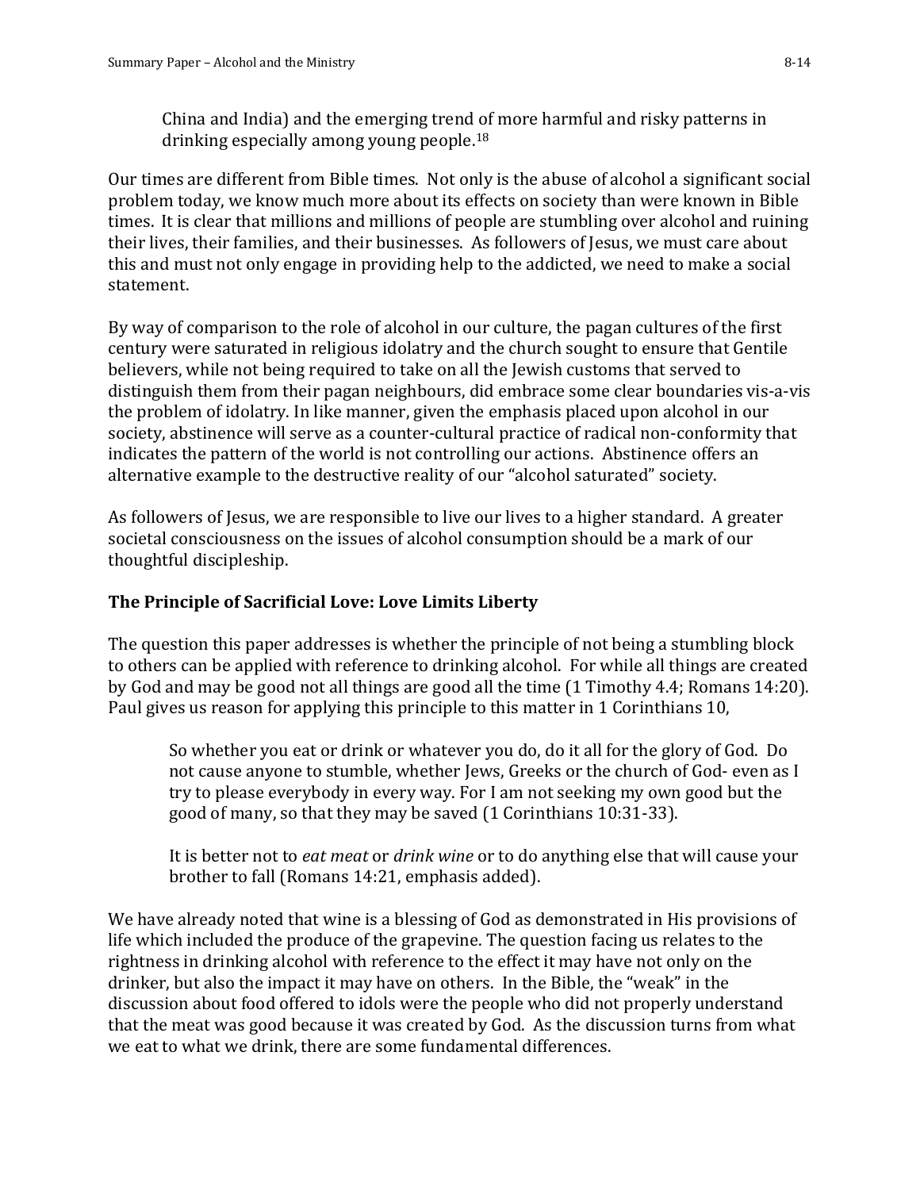China and India) and the emerging trend of more harmful and risky patterns in drinking especially among young people.[18]

Our times are different from Bible times. Not only is the abuse of alcohol a significant social problem today, we know much more about its effects on society than were known in Bible times. It is clear that millions and millions of people are stumbling over alcohol and ruining their lives, their families, and their businesses. As followers of Jesus, we must care about this and must not only engage in providing help to the addicted, we need to make a social statement.

By way of comparison to the role of alcohol in our culture, the pagan cultures of the first century were saturated in religious idolatry and the church sought to ensure that Gentile believers, while not being required to take on all the Jewish customs that served to distinguish them from their pagan neighbours, did embrace some clear boundaries vis-a-vis the problem of idolatry. In like manner, given the emphasis placed upon alcohol in our society, abstinence will serve as a counter-cultural practice of radical non-conformity that indicates the pattern of the world is not controlling our actions. Abstinence offers an alternative example to the destructive reality of our "alcohol saturated" society.

As followers of Jesus, we are responsible to live our lives to a higher standard. A greater societal consciousness on the issues of alcohol consumption should be a mark of our thoughtful discipleship.

### The Principle of Sacrificial Love: Love Limits Liberty

The question this paper addresses is whether the principle of not being a stumbling block to others can be applied with reference to drinking alcohol. For while all things are created by God and may be good not all things are good all the time (1 Timothy 4.4; Romans 14:20). Paul gives us reason for applying this principle to this matter in 1 Corinthians 10,

> So whether you eat or drink or whatever you do, do it all for the glory of God. Do not cause anyone to stumble, whether Jews, Greeks or the church of God- even as I try to please everybody in every way. For I am not seeking my own good but the good of many, so that they may be saved (1 Corinthians 10:31-33).
>
> It is better not to *eat meat* or *drink wine* or to do anything else that will cause your brother to fall (Romans 14:21, emphasis added).

We have already noted that wine is a blessing of God as demonstrated in His provisions of life which included the produce of the grapevine. The question facing us relates to the rightness in drinking alcohol with reference to the effect it may have not only on the drinker, but also the impact it may have on others. In the Bible, the "weak" in the discussion about food offered to idols were the people who did not properly understand that the meat was good because it was created by God. As the discussion turns from what we eat to what we drink, there are some fundamental differences.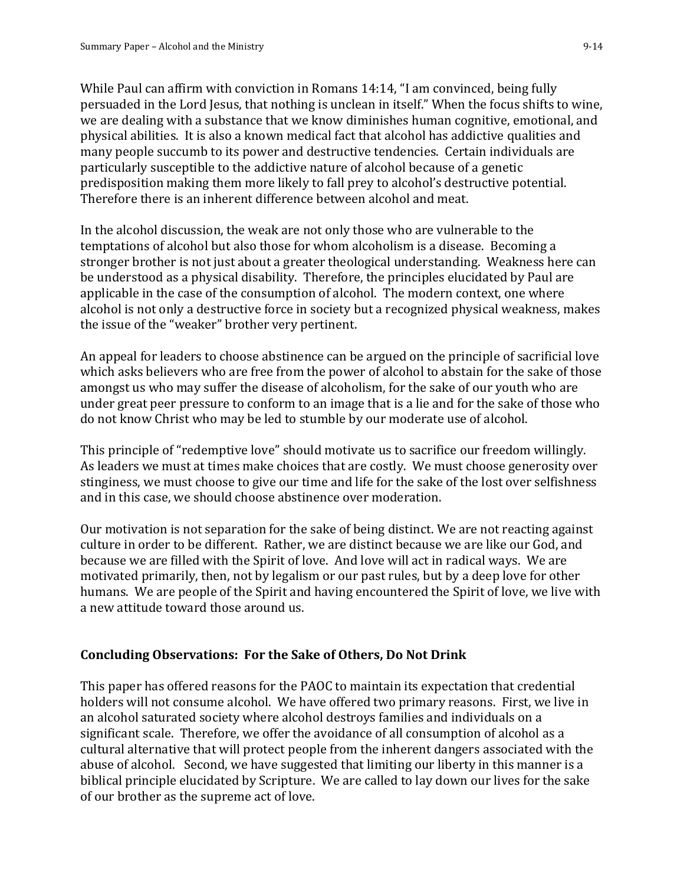While Paul can affirm with conviction in Romans 14:14, "I am convinced, being fully persuaded in the Lord Jesus, that nothing is unclean in itself." When the focus shifts to wine, we are dealing with a substance that we know diminishes human cognitive, emotional, and physical abilities. It is also a known medical fact that alcohol has addictive qualities and many people succumb to its power and destructive tendencies. Certain individuals are particularly susceptible to the addictive nature of alcohol because of a genetic predisposition making them more likely to fall prey to alcohol's destructive potential. Therefore there is an inherent difference between alcohol and meat.

In the alcohol discussion, the weak are not only those who are vulnerable to the temptations of alcohol but also those for whom alcoholism is a disease. Becoming a stronger brother is not just about a greater theological understanding. Weakness here can be understood as a physical disability. Therefore, the principles elucidated by Paul are applicable in the case of the consumption of alcohol. The modern context, one where alcohol is not only a destructive force in society but a recognized physical weakness, makes the issue of the "weaker" brother very pertinent.

An appeal for leaders to choose abstinence can be argued on the principle of sacrificial love which asks believers who are free from the power of alcohol to abstain for the sake of those amongst us who may suffer the disease of alcoholism, for the sake of our youth who are under great peer pressure to conform to an image that is a lie and for the sake of those who do not know Christ who may be led to stumble by our moderate use of alcohol.

This principle of "redemptive love" should motivate us to sacrifice our freedom willingly. As leaders we must at times make choices that are costly. We must choose generosity over stinginess, we must choose to give our time and life for the sake of the lost over selfishness and in this case, we should choose abstinence over moderation.

Our motivation is not separation for the sake of being distinct. We are not reacting against culture in order to be different. Rather, we are distinct because we are like our God, and because we are filled with the Spirit of love. And love will act in radical ways. We are motivated primarily, then, not by legalism or our past rules, but by a deep love for other humans. We are people of the Spirit and having encountered the Spirit of love, we live with a new attitude toward those around us.

## Concluding Observations: For the Sake of Others, Do Not Drink

This paper has offered reasons for the PAOC to maintain its expectation that credential holders will not consume alcohol. We have offered two primary reasons. First, we live in an alcohol saturated society where alcohol destroys families and individuals on a significant scale. Therefore, we offer the avoidance of all consumption of alcohol as a cultural alternative that will protect people from the inherent dangers associated with the abuse of alcohol. Second, we have suggested that limiting our liberty in this manner is a biblical principle elucidated by Scripture. We are called to lay down our lives for the sake of our brother as the supreme act of love.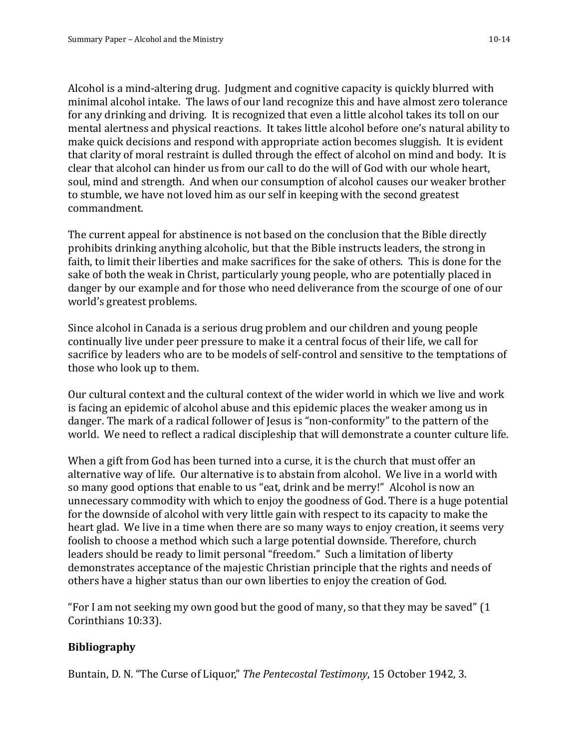Alcohol is a mind-altering drug. Judgment and cognitive capacity is quickly blurred with minimal alcohol intake. The laws of our land recognize this and have almost zero tolerance for any drinking and driving. It is recognized that even a little alcohol takes its toll on our mental alertness and physical reactions. It takes little alcohol before one's natural ability to make quick decisions and respond with appropriate action becomes sluggish. It is evident that clarity of moral restraint is dulled through the effect of alcohol on mind and body. It is clear that alcohol can hinder us from our call to do the will of God with our whole heart, soul, mind and strength. And when our consumption of alcohol causes our weaker brother to stumble, we have not loved him as our self in keeping with the second greatest commandment.

The current appeal for abstinence is not based on the conclusion that the Bible directly prohibits drinking anything alcoholic, but that the Bible instructs leaders, the strong in faith, to limit their liberties and make sacrifices for the sake of others. This is done for the sake of both the weak in Christ, particularly young people, who are potentially placed in danger by our example and for those who need deliverance from the scourge of one of our world's greatest problems.

Since alcohol in Canada is a serious drug problem and our children and young people continually live under peer pressure to make it a central focus of their life, we call for sacrifice by leaders who are to be models of self-control and sensitive to the temptations of those who look up to them.

Our cultural context and the cultural context of the wider world in which we live and work is facing an epidemic of alcohol abuse and this epidemic places the weaker among us in danger. The mark of a radical follower of Jesus is "non-conformity" to the pattern of the world. We need to reflect a radical discipleship that will demonstrate a counter culture life.

When a gift from God has been turned into a curse, it is the church that must offer an alternative way of life. Our alternative is to abstain from alcohol. We live in a world with so many good options that enable to us "eat, drink and be merry!" Alcohol is now an unnecessary commodity with which to enjoy the goodness of God. There is a huge potential for the downside of alcohol with very little gain with respect to its capacity to make the heart glad. We live in a time when there are so many ways to enjoy creation, it seems very foolish to choose a method which such a large potential downside. Therefore, church leaders should be ready to limit personal "freedom." Such a limitation of liberty demonstrates acceptance of the majestic Christian principle that the rights and needs of others have a higher status than our own liberties to enjoy the creation of God.

"For I am not seeking my own good but the good of many, so that they may be saved" (1 Corinthians 10:33).

## Bibliography

Buntain, D. N. "The Curse of Liquor," *The Pentecostal Testimony*, 15 October 1942, 3.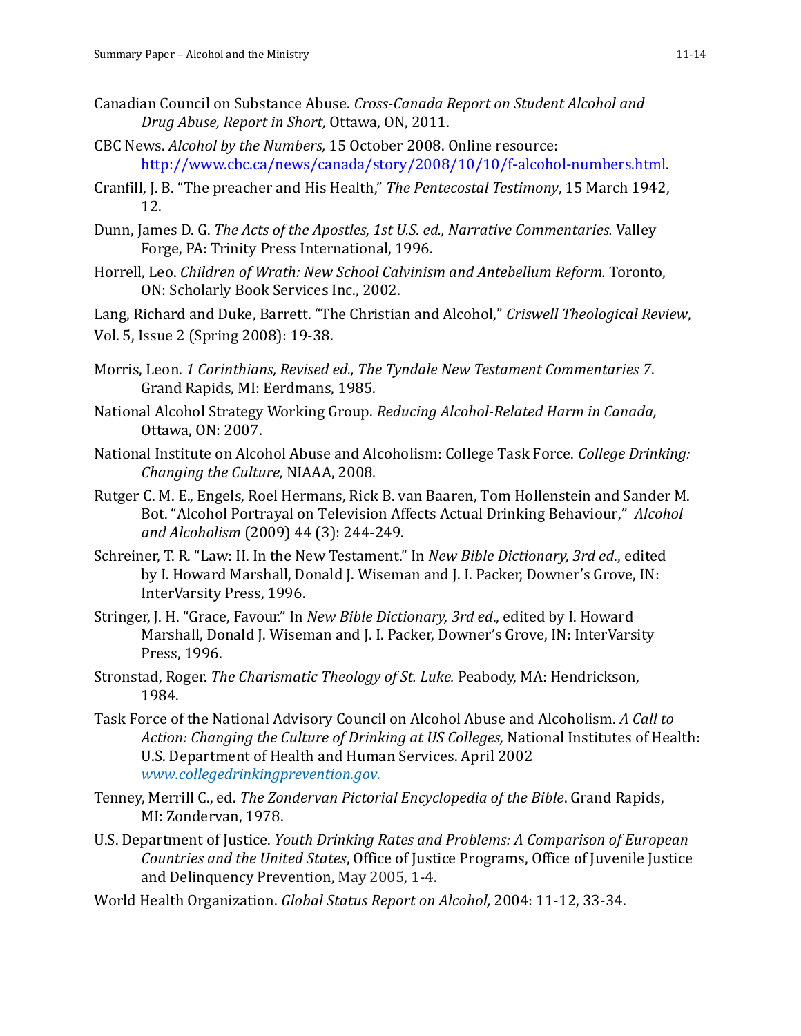Canadian Council on Substance Abuse. *Cross-Canada Report on Student Alcohol and Drug Abuse, Report in Short,* Ottawa, ON, 2011.

CBC News. *Alcohol by the Numbers,* 15 October 2008. Online resource: http://www.cbc.ca/news/canada/story/2008/10/10/f-alcohol-numbers.html.

Cranfill, J. B. "The preacher and His Health," *The Pentecostal Testimony*, 15 March 1942, 12.

Dunn, James D. G. *The Acts of the Apostles, 1st U.S. ed., Narrative Commentaries.* Valley Forge, PA: Trinity Press International, 1996.

Horrell, Leo. *Children of Wrath: New School Calvinism and Antebellum Reform.* Toronto, ON: Scholarly Book Services Inc., 2002.

Lang, Richard and Duke, Barrett. "The Christian and Alcohol," *Criswell Theological Review*, Vol. 5, Issue 2 (Spring 2008): 19-38.

Morris, Leon. *1 Corinthians, Revised ed., The Tyndale New Testament Commentaries 7*. Grand Rapids, MI: Eerdmans, 1985.

National Alcohol Strategy Working Group. *Reducing Alcohol-Related Harm in Canada,* Ottawa, ON: 2007.

National Institute on Alcohol Abuse and Alcoholism: College Task Force. *College Drinking: Changing the Culture,* NIAAA, 2008*.*

Rutger C. M. E., Engels, Roel Hermans, Rick B. van Baaren, Tom Hollenstein and Sander M. Bot. "Alcohol Portrayal on Television Affects Actual Drinking Behaviour," *Alcohol and Alcoholism* (2009) 44 (3): 244-249.

Schreiner, T. R. "Law: II. In the New Testament." In *New Bible Dictionary, 3rd ed.*, edited by I. Howard Marshall, Donald J. Wiseman and J. I. Packer, Downer's Grove, IN: InterVarsity Press, 1996.

Stringer, J. H. "Grace, Favour." In *New Bible Dictionary, 3rd ed*., edited by I. Howard Marshall, Donald J. Wiseman and J. I. Packer, Downer's Grove, IN: InterVarsity Press, 1996.

Stronstad, Roger. *The Charismatic Theology of St. Luke.* Peabody, MA: Hendrickson, 1984.

Task Force of the National Advisory Council on Alcohol Abuse and Alcoholism. *A Call to Action: Changing the Culture of Drinking at US Colleges,* National Institutes of Health: U.S. Department of Health and Human Services. April 2002 *www.collegedrinkingprevention.gov.*

Tenney, Merrill C., ed. *The Zondervan Pictorial Encyclopedia of the Bible*. Grand Rapids, MI: Zondervan, 1978.

U.S. Department of Justice. *Youth Drinking Rates and Problems: A Comparison of European Countries and the United States*, Office of Justice Programs, Office of Juvenile Justice and Delinquency Prevention, May 2005, 1-4.

World Health Organization. *Global Status Report on Alcohol,* 2004: 11-12, 33-34.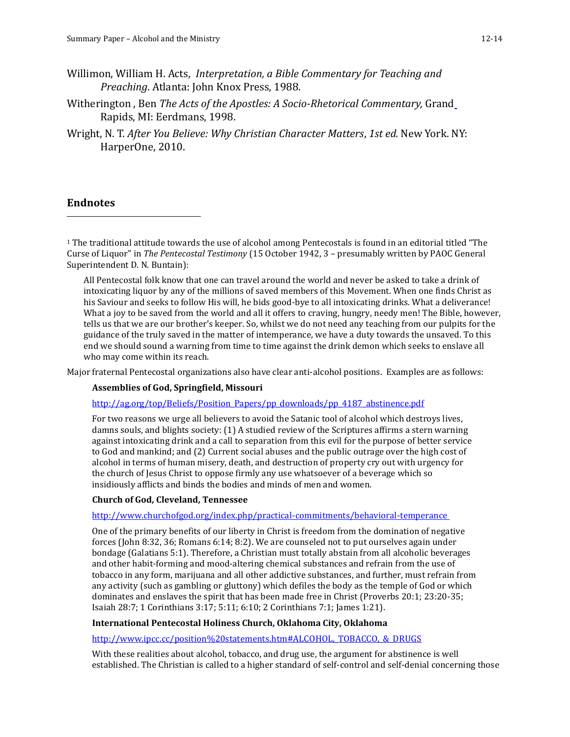Willimon, William H. Acts, *Interpretation, a Bible Commentary for Teaching and Preaching*. Atlanta: John Knox Press, 1988.

Witherington , Ben *The Acts of the Apostles: A Socio-Rhetorical Commentary,* Grand Rapids, MI: Eerdmans, 1998.

Wright, N. T. *After You Believe: Why Christian Character Matters*, *1st ed.* New York. NY: HarperOne, 2010.

## Endnotes

[1] The traditional attitude towards the use of alcohol among Pentecostals is found in an editorial titled "The Curse of Liquor" in *The Pentecostal Testimony* (15 October 1942, 3 – presumably written by PAOC General Superintendent D. N. Buntain):

> All Pentecostal folk know that one can travel around the world and never be asked to take a drink of intoxicating liquor by any of the millions of saved members of this Movement. When one finds Christ as his Saviour and seeks to follow His will, he bids good-bye to all intoxicating drinks. What a deliverance! What a joy to be saved from the world and all it offers to craving, hungry, needy men! The Bible, however, tells us that we are our brother's keeper. So, whilst we do not need any teaching from our pulpits for the guidance of the truly saved in the matter of intemperance, we have a duty towards the unsaved. To this end we should sound a warning from time to time against the drink demon which seeks to enslave all who may come within its reach.

Major fraternal Pentecostal organizations also have clear anti-alcohol positions. Examples are as follows:

**Assemblies of God, Springfield, Missouri**

http://ag.org/top/Beliefs/Position_Papers/pp_downloads/pp_4187_abstinence.pdf

For two reasons we urge all believers to avoid the Satanic tool of alcohol which destroys lives, damns souls, and blights society: (1) A studied review of the Scriptures affirms a stern warning against intoxicating drink and a call to separation from this evil for the purpose of better service to God and mankind; and (2) Current social abuses and the public outrage over the high cost of alcohol in terms of human misery, death, and destruction of property cry out with urgency for the church of Jesus Christ to oppose firmly any use whatsoever of a beverage which so insidiously afflicts and binds the bodies and minds of men and women.

**Church of God, Cleveland, Tennessee**

http://www.churchofgod.org/index.php/practical-commitments/behavioral-temperance

One of the primary benefits of our liberty in Christ is freedom from the domination of negative forces (John 8:32, 36; Romans 6:14; 8:2). We are counseled not to put ourselves again under bondage (Galatians 5:1). Therefore, a Christian must totally abstain from all alcoholic beverages and other habit-forming and mood-altering chemical substances and refrain from the use of tobacco in any form, marijuana and all other addictive substances, and further, must refrain from any activity (such as gambling or gluttony) which defiles the body as the temple of God or which dominates and enslaves the spirit that has been made free in Christ (Proverbs 20:1; 23:20-35; Isaiah 28:7; 1 Corinthians 3:17; 5:11; 6:10; 2 Corinthians 7:1; James 1:21).

**International Pentecostal Holiness Church, Oklahoma City, Oklahoma**

http://www.ipcc.cc/position%20statements.htm#ALCOHOL,_TOBACCO,_&_DRUGS

With these realities about alcohol, tobacco, and drug use, the argument for abstinence is well established. The Christian is called to a higher standard of self-control and self-denial concerning those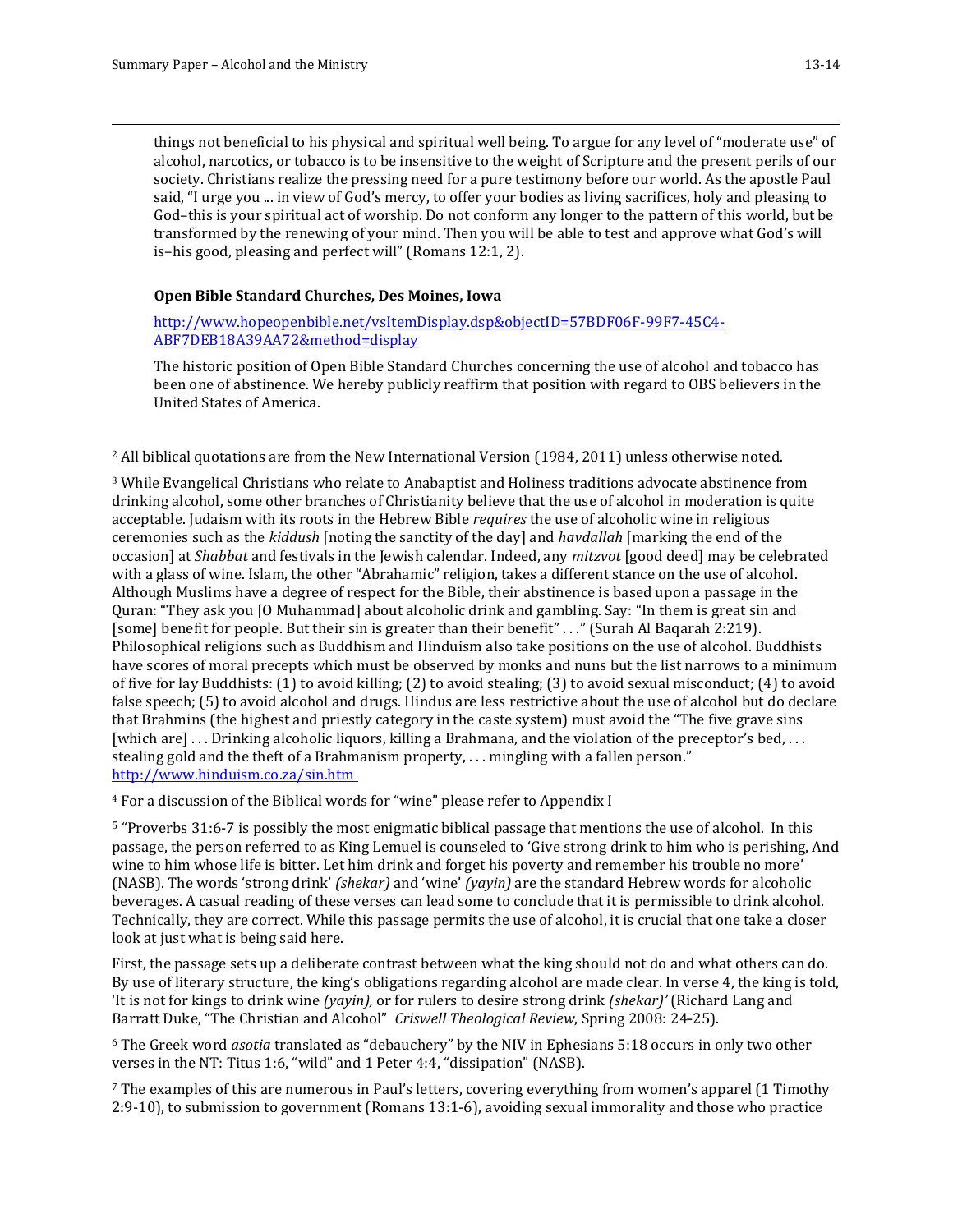things not beneficial to his physical and spiritual well being. To argue for any level of "moderate use" of alcohol, narcotics, or tobacco is to be insensitive to the weight of Scripture and the present perils of our society. Christians realize the pressing need for a pure testimony before our world. As the apostle Paul said, "I urge you ... in view of God's mercy, to offer your bodies as living sacrifices, holy and pleasing to God–this is your spiritual act of worship. Do not conform any longer to the pattern of this world, but be transformed by the renewing of your mind. Then you will be able to test and approve what God's will is–his good, pleasing and perfect will" (Romans 12:1, 2).

**Open Bible Standard Churches, Des Moines, Iowa**

http://www.hopeopenbible.net/vsItemDisplay.dsp&objectID=57BDF06F-99F7-45C4-ABF7DEB18A39AA72&method=display

The historic position of Open Bible Standard Churches concerning the use of alcohol and tobacco has been one of abstinence. We hereby publicly reaffirm that position with regard to OBS believers in the United States of America.

---

[2] All biblical quotations are from the New International Version (1984, 2011) unless otherwise noted.

[3] While Evangelical Christians who relate to Anabaptist and Holiness traditions advocate abstinence from drinking alcohol, some other branches of Christianity believe that the use of alcohol in moderation is quite acceptable. Judaism with its roots in the Hebrew Bible *requires* the use of alcoholic wine in religious ceremonies such as the *kiddush* [noting the sanctity of the day] and *havdallah* [marking the end of the occasion] at *Shabbat* and festivals in the Jewish calendar. Indeed, any *mitzvot* [good deed] may be celebrated with a glass of wine. Islam, the other "Abrahamic" religion, takes a different stance on the use of alcohol. Although Muslims have a degree of respect for the Bible, their abstinence is based upon a passage in the Quran: "They ask you [O Muhammad] about alcoholic drink and gambling. Say: "In them is great sin and [some] benefit for people. But their sin is greater than their benefit" . . ." (Surah Al Baqarah 2:219). Philosophical religions such as Buddhism and Hinduism also take positions on the use of alcohol. Buddhists have scores of moral precepts which must be observed by monks and nuns but the list narrows to a minimum of five for lay Buddhists: (1) to avoid killing; (2) to avoid stealing; (3) to avoid sexual misconduct; (4) to avoid false speech; (5) to avoid alcohol and drugs. Hindus are less restrictive about the use of alcohol but do declare that Brahmins (the highest and priestly category in the caste system) must avoid the "The five grave sins [which are] . . . Drinking alcoholic liquors, killing a Brahmana, and the violation of the preceptor's bed, . . . stealing gold and the theft of a Brahmanism property, . . . mingling with a fallen person." http://www.hinduism.co.za/sin.htm

[4] For a discussion of the Biblical words for "wine" please refer to Appendix I

[5] "Proverbs 31:6-7 is possibly the most enigmatic biblical passage that mentions the use of alcohol. In this passage, the person referred to as King Lemuel is counseled to 'Give strong drink to him who is perishing, And wine to him whose life is bitter. Let him drink and forget his poverty and remember his trouble no more' (NASB). The words 'strong drink' *(shekar)* and 'wine' *(yayin)* are the standard Hebrew words for alcoholic beverages. A casual reading of these verses can lead some to conclude that it is permissible to drink alcohol. Technically, they are correct. While this passage permits the use of alcohol, it is crucial that one take a closer look at just what is being said here.

First, the passage sets up a deliberate contrast between what the king should not do and what others can do. By use of literary structure, the king's obligations regarding alcohol are made clear. In verse 4, the king is told, 'It is not for kings to drink wine *(yayin),* or for rulers to desire strong drink *(shekar)'* (Richard Lang and Barratt Duke, "The Christian and Alcohol" *Criswell Theological Review*, Spring 2008: 24-25).

[6] The Greek word *asotia* translated as "debauchery" by the NIV in Ephesians 5:18 occurs in only two other verses in the NT: Titus 1:6, "wild" and 1 Peter 4:4, "dissipation" (NASB).

[7] The examples of this are numerous in Paul's letters, covering everything from women's apparel (1 Timothy 2:9-10), to submission to government (Romans 13:1-6), avoiding sexual immorality and those who practice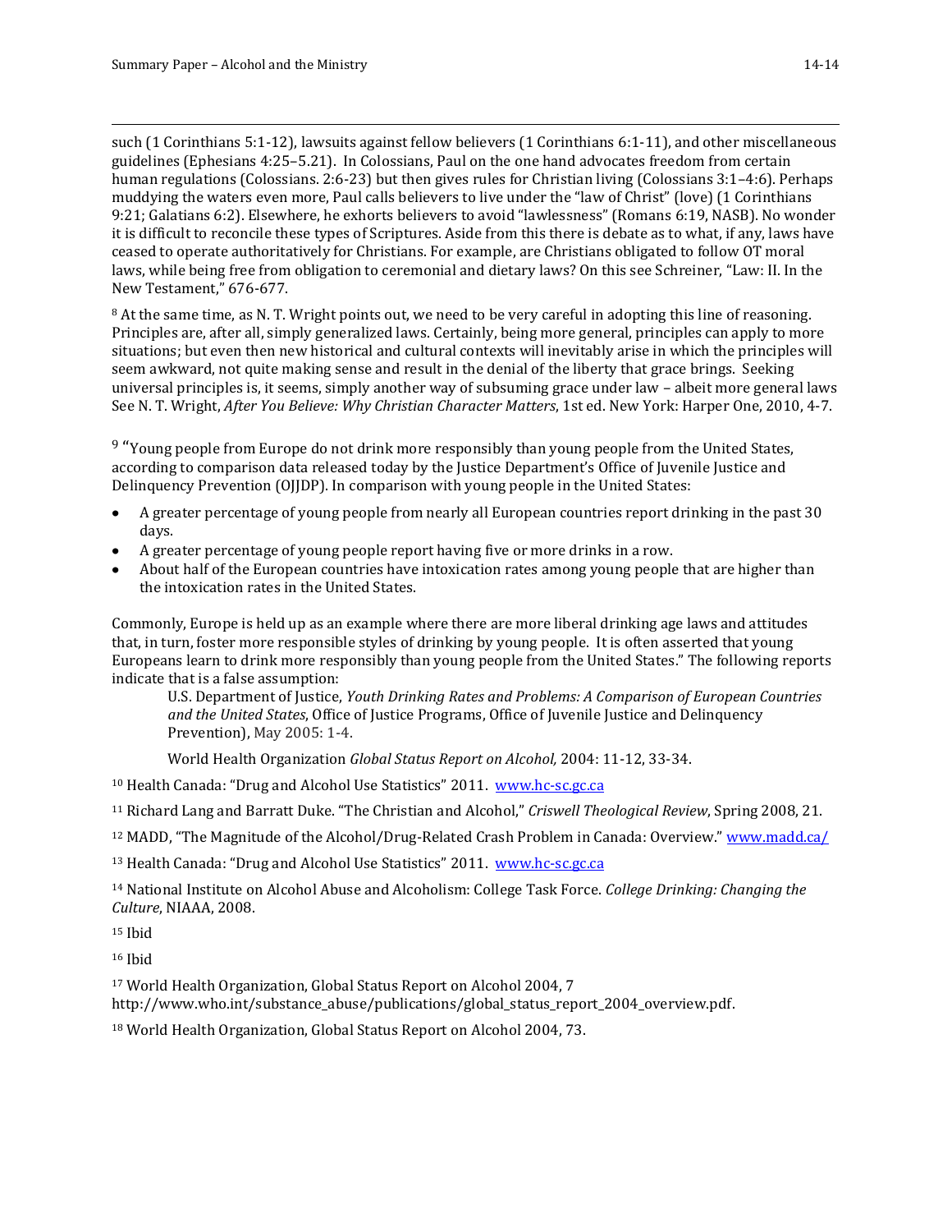such (1 Corinthians 5:1-12), lawsuits against fellow believers (1 Corinthians 6:1-11), and other miscellaneous guidelines (Ephesians 4:25–5.21). In Colossians, Paul on the one hand advocates freedom from certain human regulations (Colossians. 2:6-23) but then gives rules for Christian living (Colossians 3:1–4:6). Perhaps muddying the waters even more, Paul calls believers to live under the "law of Christ" (love) (1 Corinthians 9:21; Galatians 6:2). Elsewhere, he exhorts believers to avoid "lawlessness" (Romans 6:19, NASB). No wonder it is difficult to reconcile these types of Scriptures. Aside from this there is debate as to what, if any, laws have ceased to operate authoritatively for Christians. For example, are Christians obligated to follow OT moral laws, while being free from obligation to ceremonial and dietary laws? On this see Schreiner, "Law: II. In the New Testament," 676-677.

[8] At the same time, as N. T. Wright points out, we need to be very careful in adopting this line of reasoning. Principles are, after all, simply generalized laws. Certainly, being more general, principles can apply to more situations; but even then new historical and cultural contexts will inevitably arise in which the principles will seem awkward, not quite making sense and result in the denial of the liberty that grace brings. Seeking universal principles is, it seems, simply another way of subsuming grace under law – albeit more general laws See N. T. Wright, *After You Believe: Why Christian Character Matters*, 1st ed. New York: Harper One, 2010, 4-7.

[9] "Young people from Europe do not drink more responsibly than young people from the United States, according to comparison data released today by the Justice Department's Office of Juvenile Justice and Delinquency Prevention (OJJDP). In comparison with young people in the United States:

- A greater percentage of young people from nearly all European countries report drinking in the past 30 days.
- A greater percentage of young people report having five or more drinks in a row.
- About half of the European countries have intoxication rates among young people that are higher than the intoxication rates in the United States.

Commonly, Europe is held up as an example where there are more liberal drinking age laws and attitudes that, in turn, foster more responsible styles of drinking by young people. It is often asserted that young Europeans learn to drink more responsibly than young people from the United States." The following reports indicate that is a false assumption:

> U.S. Department of Justice, *Youth Drinking Rates and Problems: A Comparison of European Countries and the United States*, Office of Justice Programs, Office of Juvenile Justice and Delinquency Prevention), May 2005: 1-4.
>
> World Health Organization *Global Status Report on Alcohol,* 2004: 11-12, 33-34.

[10] Health Canada: "Drug and Alcohol Use Statistics" 2011. www.hc-sc.gc.ca

[11] Richard Lang and Barratt Duke. "The Christian and Alcohol," *Criswell Theological Review*, Spring 2008, 21.

[12] MADD, "The Magnitude of the Alcohol/Drug-Related Crash Problem in Canada: Overview." www.madd.ca/

[13] Health Canada: "Drug and Alcohol Use Statistics" 2011. www.hc-sc.gc.ca

[14] National Institute on Alcohol Abuse and Alcoholism: College Task Force. *College Drinking: Changing the Culture*, NIAAA, 2008.

[15] Ibid

[16] Ibid

[17] World Health Organization, Global Status Report on Alcohol 2004, 7 http://www.who.int/substance_abuse/publications/global_status_report_2004_overview.pdf.

[18] World Health Organization, Global Status Report on Alcohol 2004, 73.